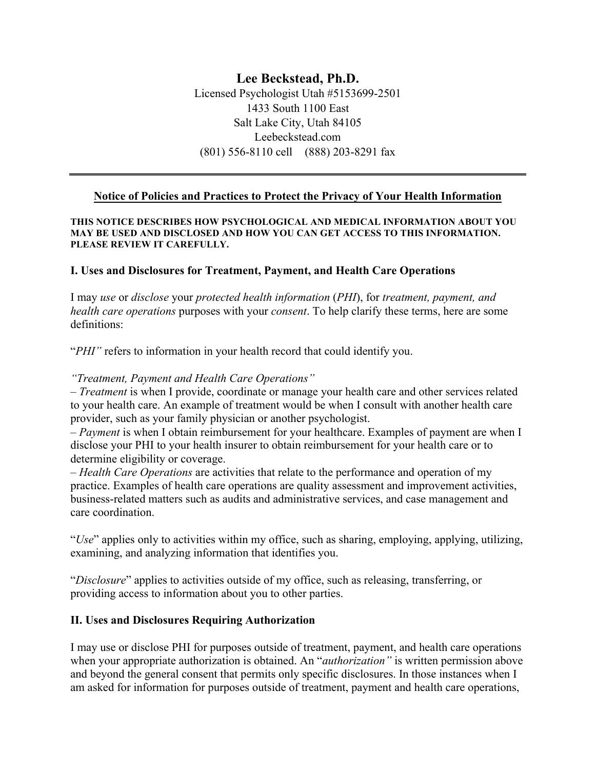# Lee Beckstead, Ph.D.

Licensed Psychologist Utah #5153699-2501
1433 South 1100 East
Salt Lake City, Utah 84105
Leebeckstead.com
(801) 556-8110 cell (888) 203-8291 fax

---

## Notice of Policies and Practices to Protect the Privacy of Your Health Information

**THIS NOTICE DESCRIBES HOW PSYCHOLOGICAL AND MEDICAL INFORMATION ABOUT YOU MAY BE USED AND DISCLOSED AND HOW YOU CAN GET ACCESS TO THIS INFORMATION. PLEASE REVIEW IT CAREFULLY.**

### I. Uses and Disclosures for Treatment, Payment, and Health Care Operations

I may *use* or *disclose* your *protected health information* (*PHI*), for *treatment, payment, and health care operations* purposes with your *consent*. To help clarify these terms, here are some definitions:

"*PHI"* refers to information in your health record that could identify you.

*"Treatment, Payment and Health Care Operations"*
– *Treatment* is when I provide, coordinate or manage your health care and other services related to your health care. An example of treatment would be when I consult with another health care provider, such as your family physician or another psychologist.
– *Payment* is when I obtain reimbursement for your healthcare. Examples of payment are when I disclose your PHI to your health insurer to obtain reimbursement for your health care or to determine eligibility or coverage.
– *Health Care Operations* are activities that relate to the performance and operation of my practice. Examples of health care operations are quality assessment and improvement activities, business-related matters such as audits and administrative services, and case management and care coordination.

"*Use*" applies only to activities within my office, such as sharing, employing, applying, utilizing, examining, and analyzing information that identifies you.

"*Disclosure*" applies to activities outside of my office, such as releasing, transferring, or providing access to information about you to other parties.

### II. Uses and Disclosures Requiring Authorization

I may use or disclose PHI for purposes outside of treatment, payment, and health care operations when your appropriate authorization is obtained. An "*authorization"* is written permission above and beyond the general consent that permits only specific disclosures. In those instances when I am asked for information for purposes outside of treatment, payment and health care operations,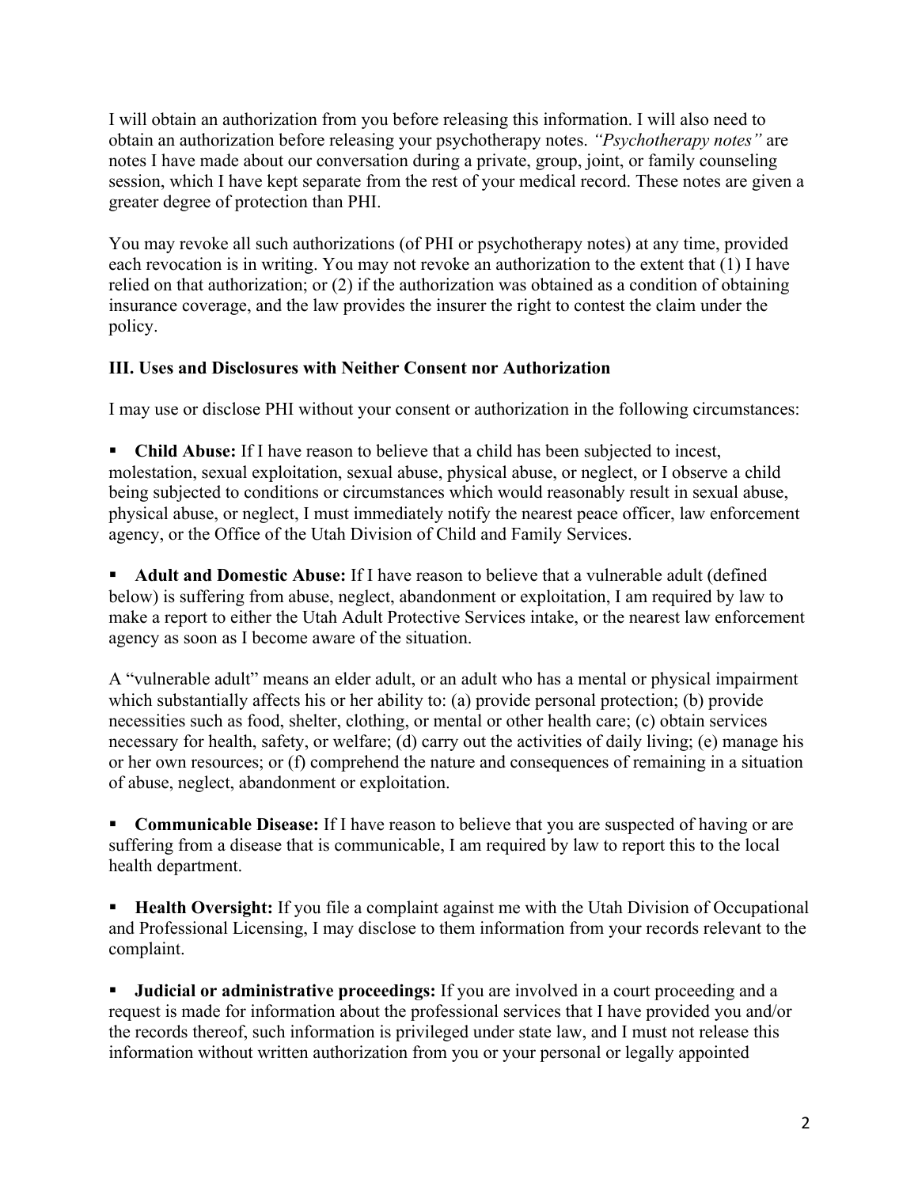I will obtain an authorization from you before releasing this information. I will also need to obtain an authorization before releasing your psychotherapy notes. *"Psychotherapy notes"* are notes I have made about our conversation during a private, group, joint, or family counseling session, which I have kept separate from the rest of your medical record. These notes are given a greater degree of protection than PHI.

You may revoke all such authorizations (of PHI or psychotherapy notes) at any time, provided each revocation is in writing. You may not revoke an authorization to the extent that (1) I have relied on that authorization; or (2) if the authorization was obtained as a condition of obtaining insurance coverage, and the law provides the insurer the right to contest the claim under the policy.

### III. Uses and Disclosures with Neither Consent nor Authorization

I may use or disclose PHI without your consent or authorization in the following circumstances:

- **Child Abuse:** If I have reason to believe that a child has been subjected to incest, molestation, sexual exploitation, sexual abuse, physical abuse, or neglect, or I observe a child being subjected to conditions or circumstances which would reasonably result in sexual abuse, physical abuse, or neglect, I must immediately notify the nearest peace officer, law enforcement agency, or the Office of the Utah Division of Child and Family Services.

- **Adult and Domestic Abuse:** If I have reason to believe that a vulnerable adult (defined below) is suffering from abuse, neglect, abandonment or exploitation, I am required by law to make a report to either the Utah Adult Protective Services intake, or the nearest law enforcement agency as soon as I become aware of the situation.

A "vulnerable adult" means an elder adult, or an adult who has a mental or physical impairment which substantially affects his or her ability to: (a) provide personal protection; (b) provide necessities such as food, shelter, clothing, or mental or other health care; (c) obtain services necessary for health, safety, or welfare; (d) carry out the activities of daily living; (e) manage his or her own resources; or (f) comprehend the nature and consequences of remaining in a situation of abuse, neglect, abandonment or exploitation.

- **Communicable Disease:** If I have reason to believe that you are suspected of having or are suffering from a disease that is communicable, I am required by law to report this to the local health department.

- **Health Oversight:** If you file a complaint against me with the Utah Division of Occupational and Professional Licensing, I may disclose to them information from your records relevant to the complaint.

- **Judicial or administrative proceedings:** If you are involved in a court proceeding and a request is made for information about the professional services that I have provided you and/or the records thereof, such information is privileged under state law, and I must not release this information without written authorization from you or your personal or legally appointed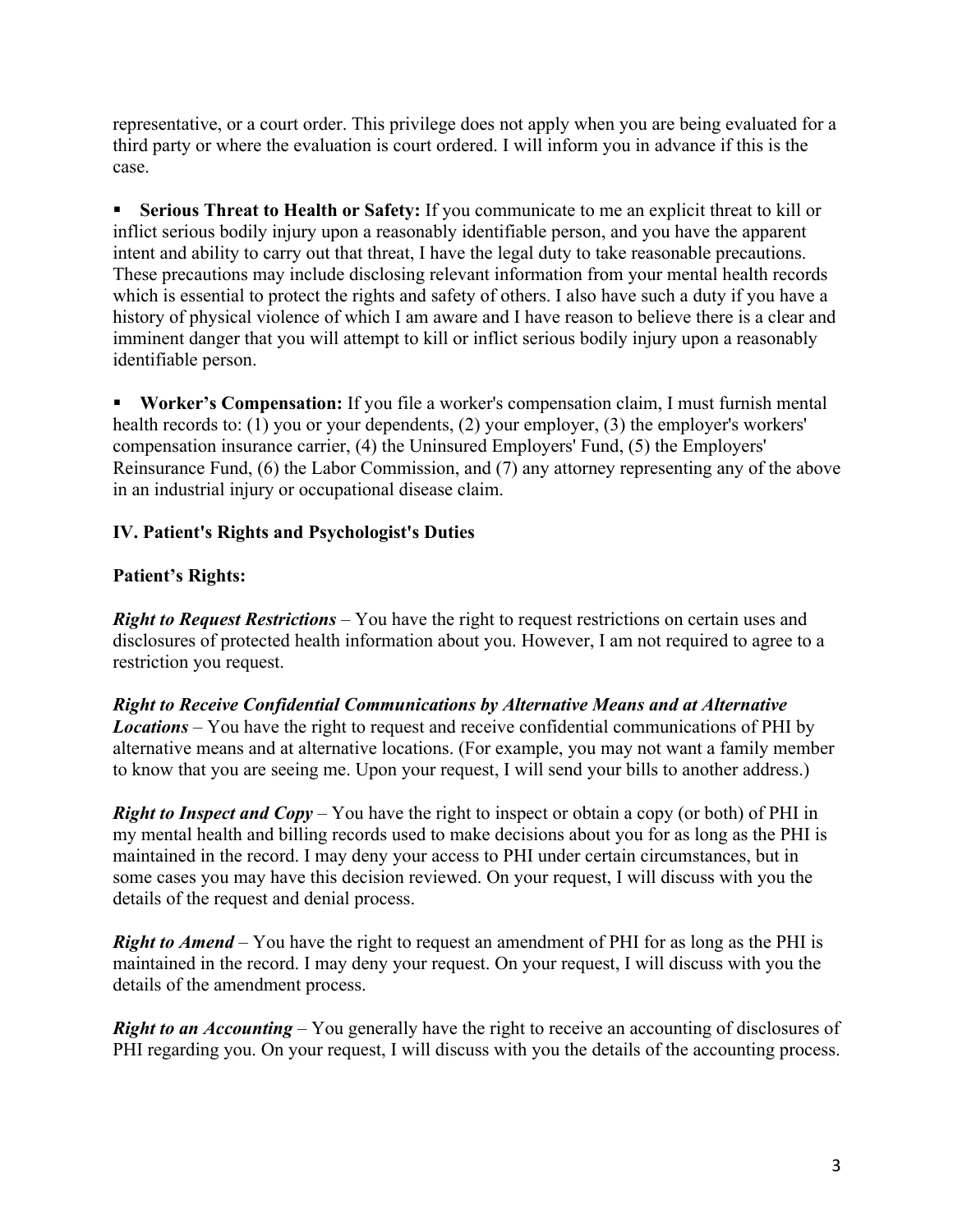representative, or a court order. This privilege does not apply when you are being evaluated for a third party or where the evaluation is court ordered. I will inform you in advance if this is the case.

- **Serious Threat to Health or Safety:** If you communicate to me an explicit threat to kill or inflict serious bodily injury upon a reasonably identifiable person, and you have the apparent intent and ability to carry out that threat, I have the legal duty to take reasonable precautions. These precautions may include disclosing relevant information from your mental health records which is essential to protect the rights and safety of others. I also have such a duty if you have a history of physical violence of which I am aware and I have reason to believe there is a clear and imminent danger that you will attempt to kill or inflict serious bodily injury upon a reasonably identifiable person.

- **Worker's Compensation:** If you file a worker's compensation claim, I must furnish mental health records to: (1) you or your dependents, (2) your employer, (3) the employer's workers' compensation insurance carrier, (4) the Uninsured Employers' Fund, (5) the Employers' Reinsurance Fund, (6) the Labor Commission, and (7) any attorney representing any of the above in an industrial injury or occupational disease claim.

**IV. Patient's Rights and Psychologist's Duties**

**Patient's Rights:**

***Right to Request Restrictions*** – You have the right to request restrictions on certain uses and disclosures of protected health information about you. However, I am not required to agree to a restriction you request.

***Right to Receive Confidential Communications by Alternative Means and at Alternative Locations*** – You have the right to request and receive confidential communications of PHI by alternative means and at alternative locations. (For example, you may not want a family member to know that you are seeing me. Upon your request, I will send your bills to another address.)

***Right to Inspect and Copy*** – You have the right to inspect or obtain a copy (or both) of PHI in my mental health and billing records used to make decisions about you for as long as the PHI is maintained in the record. I may deny your access to PHI under certain circumstances, but in some cases you may have this decision reviewed. On your request, I will discuss with you the details of the request and denial process.

***Right to Amend*** – You have the right to request an amendment of PHI for as long as the PHI is maintained in the record. I may deny your request. On your request, I will discuss with you the details of the amendment process.

***Right to an Accounting*** – You generally have the right to receive an accounting of disclosures of PHI regarding you. On your request, I will discuss with you the details of the accounting process.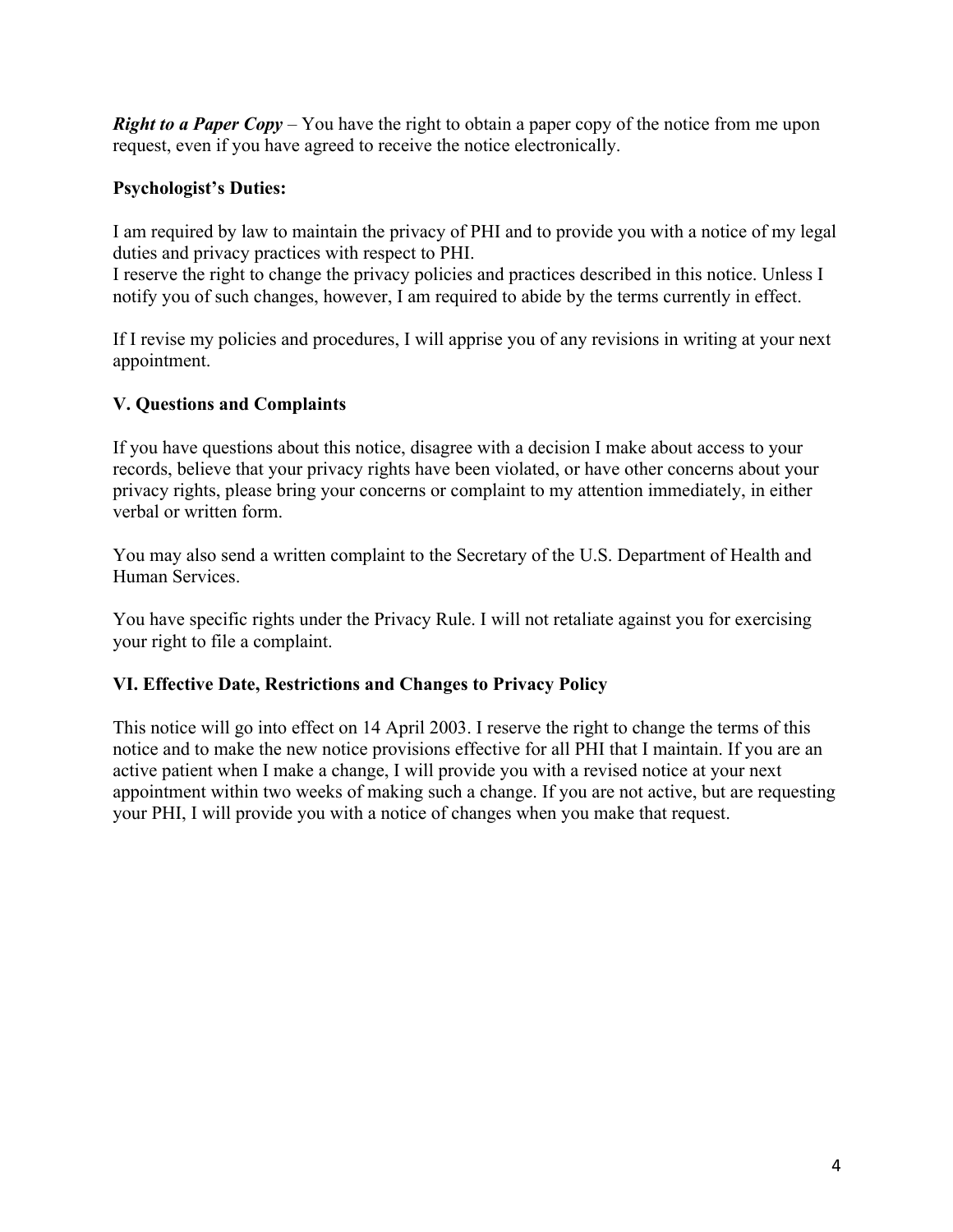***Right to a Paper Copy*** – You have the right to obtain a paper copy of the notice from me upon request, even if you have agreed to receive the notice electronically.

**Psychologist's Duties:**

I am required by law to maintain the privacy of PHI and to provide you with a notice of my legal duties and privacy practices with respect to PHI.
I reserve the right to change the privacy policies and practices described in this notice. Unless I notify you of such changes, however, I am required to abide by the terms currently in effect.

If I revise my policies and procedures, I will apprise you of any revisions in writing at your next appointment.

## V. Questions and Complaints

If you have questions about this notice, disagree with a decision I make about access to your records, believe that your privacy rights have been violated, or have other concerns about your privacy rights, please bring your concerns or complaint to my attention immediately, in either verbal or written form.

You may also send a written complaint to the Secretary of the U.S. Department of Health and Human Services.

You have specific rights under the Privacy Rule. I will not retaliate against you for exercising your right to file a complaint.

## VI. Effective Date, Restrictions and Changes to Privacy Policy

This notice will go into effect on 14 April 2003. I reserve the right to change the terms of this notice and to make the new notice provisions effective for all PHI that I maintain. If you are an active patient when I make a change, I will provide you with a revised notice at your next appointment within two weeks of making such a change. If you are not active, but are requesting your PHI, I will provide you with a notice of changes when you make that request.